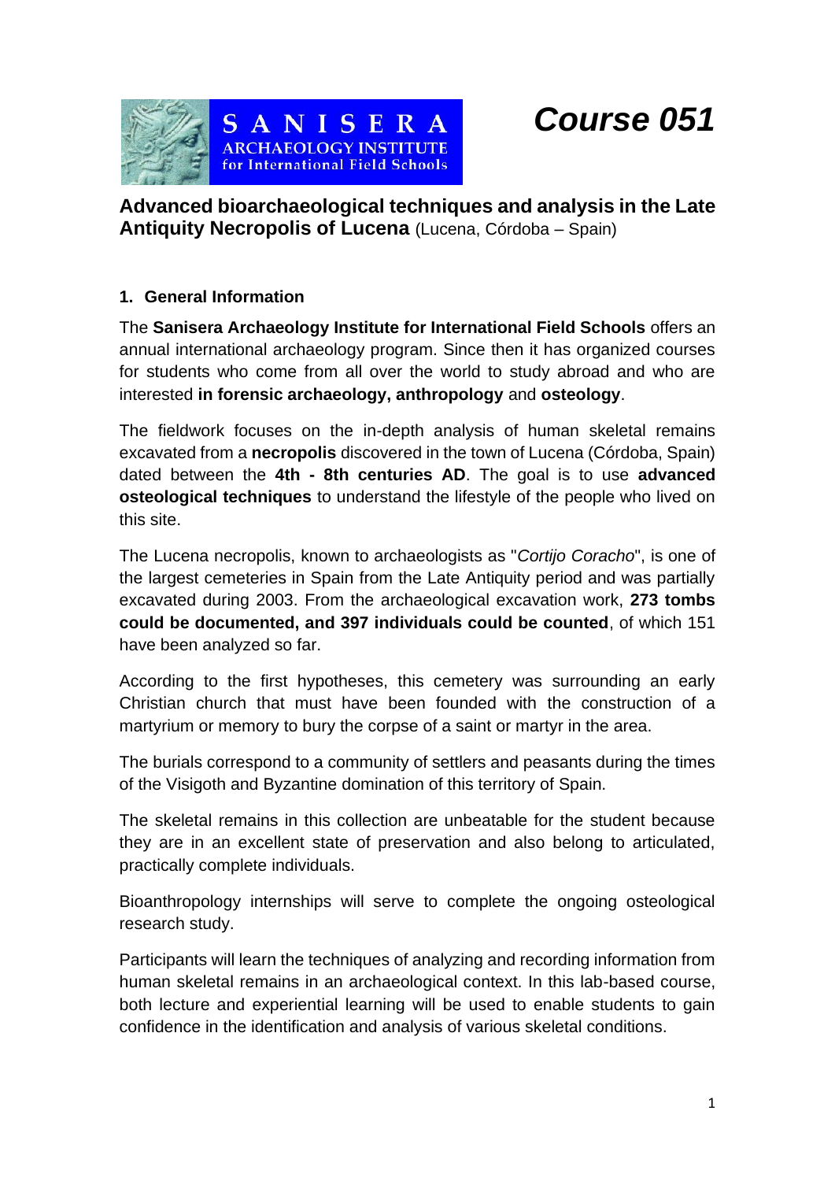SANISERA ARCHAEOLOGY INSTITUTE for International Field Schools

# *Course 051*

## Advanced bioarchaeological techniques and analysis in the Late Antiquity Necropolis of Lucena (Lucena, Córdoba – Spain)

### 1. General Information

The **Sanisera Archaeology Institute for International Field Schools** offers an annual international archaeology program. Since then it has organized courses for students who come from all over the world to study abroad and who are interested **in forensic archaeology, anthropology** and **osteology**.

The fieldwork focuses on the in-depth analysis of human skeletal remains excavated from a **necropolis** discovered in the town of Lucena (Córdoba, Spain) dated between the **4th - 8th centuries AD**. The goal is to use **advanced osteological techniques** to understand the lifestyle of the people who lived on this site.

The Lucena necropolis, known to archaeologists as "*Cortijo Coracho*", is one of the largest cemeteries in Spain from the Late Antiquity period and was partially excavated during 2003. From the archaeological excavation work, **273 tombs could be documented, and 397 individuals could be counted**, of which 151 have been analyzed so far.

According to the first hypotheses, this cemetery was surrounding an early Christian church that must have been founded with the construction of a martyrium or memory to bury the corpse of a saint or martyr in the area.

The burials correspond to a community of settlers and peasants during the times of the Visigoth and Byzantine domination of this territory of Spain.

The skeletal remains in this collection are unbeatable for the student because they are in an excellent state of preservation and also belong to articulated, practically complete individuals.

Bioanthropology internships will serve to complete the ongoing osteological research study.

Participants will learn the techniques of analyzing and recording information from human skeletal remains in an archaeological context. In this lab-based course, both lecture and experiential learning will be used to enable students to gain confidence in the identification and analysis of various skeletal conditions.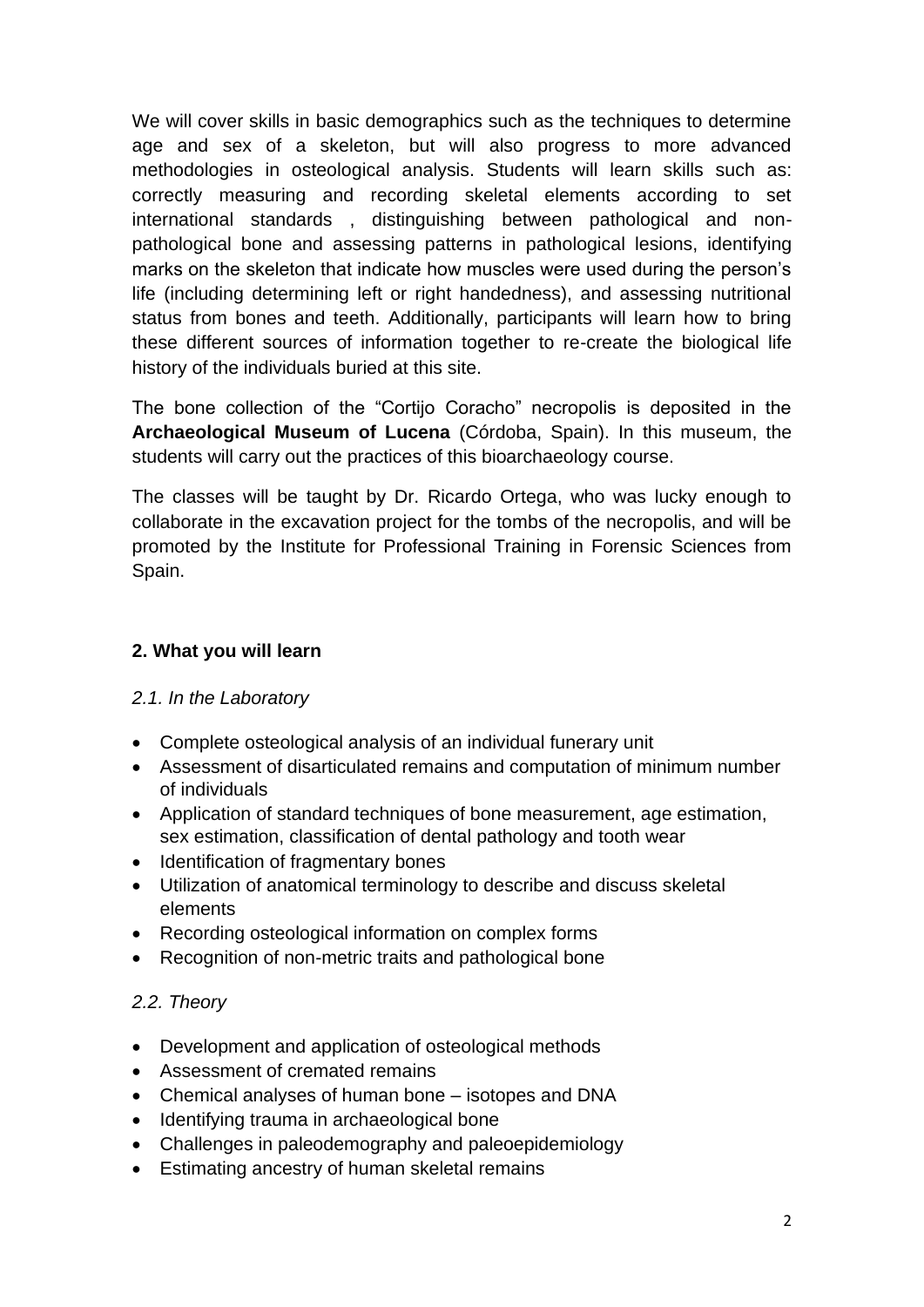We will cover skills in basic demographics such as the techniques to determine age and sex of a skeleton, but will also progress to more advanced methodologies in osteological analysis. Students will learn skills such as: correctly measuring and recording skeletal elements according to set international standards , distinguishing between pathological and non-pathological bone and assessing patterns in pathological lesions, identifying marks on the skeleton that indicate how muscles were used during the person's life (including determining left or right handedness), and assessing nutritional status from bones and teeth. Additionally, participants will learn how to bring these different sources of information together to re-create the biological life history of the individuals buried at this site.

The bone collection of the "Cortijo Coracho" necropolis is deposited in the **Archaeological Museum of Lucena** (Córdoba, Spain). In this museum, the students will carry out the practices of this bioarchaeology course.

The classes will be taught by Dr. Ricardo Ortega, who was lucky enough to collaborate in the excavation project for the tombs of the necropolis, and will be promoted by the Institute for Professional Training in Forensic Sciences from Spain.

## 2. What you will learn

### *2.1. In the Laboratory*

- Complete osteological analysis of an individual funerary unit
- Assessment of disarticulated remains and computation of minimum number of individuals
- Application of standard techniques of bone measurement, age estimation, sex estimation, classification of dental pathology and tooth wear
- Identification of fragmentary bones
- Utilization of anatomical terminology to describe and discuss skeletal elements
- Recording osteological information on complex forms
- Recognition of non-metric traits and pathological bone

### *2.2. Theory*

- Development and application of osteological methods
- Assessment of cremated remains
- Chemical analyses of human bone – isotopes and DNA
- Identifying trauma in archaeological bone
- Challenges in paleodemography and paleoepidemiology
- Estimating ancestry of human skeletal remains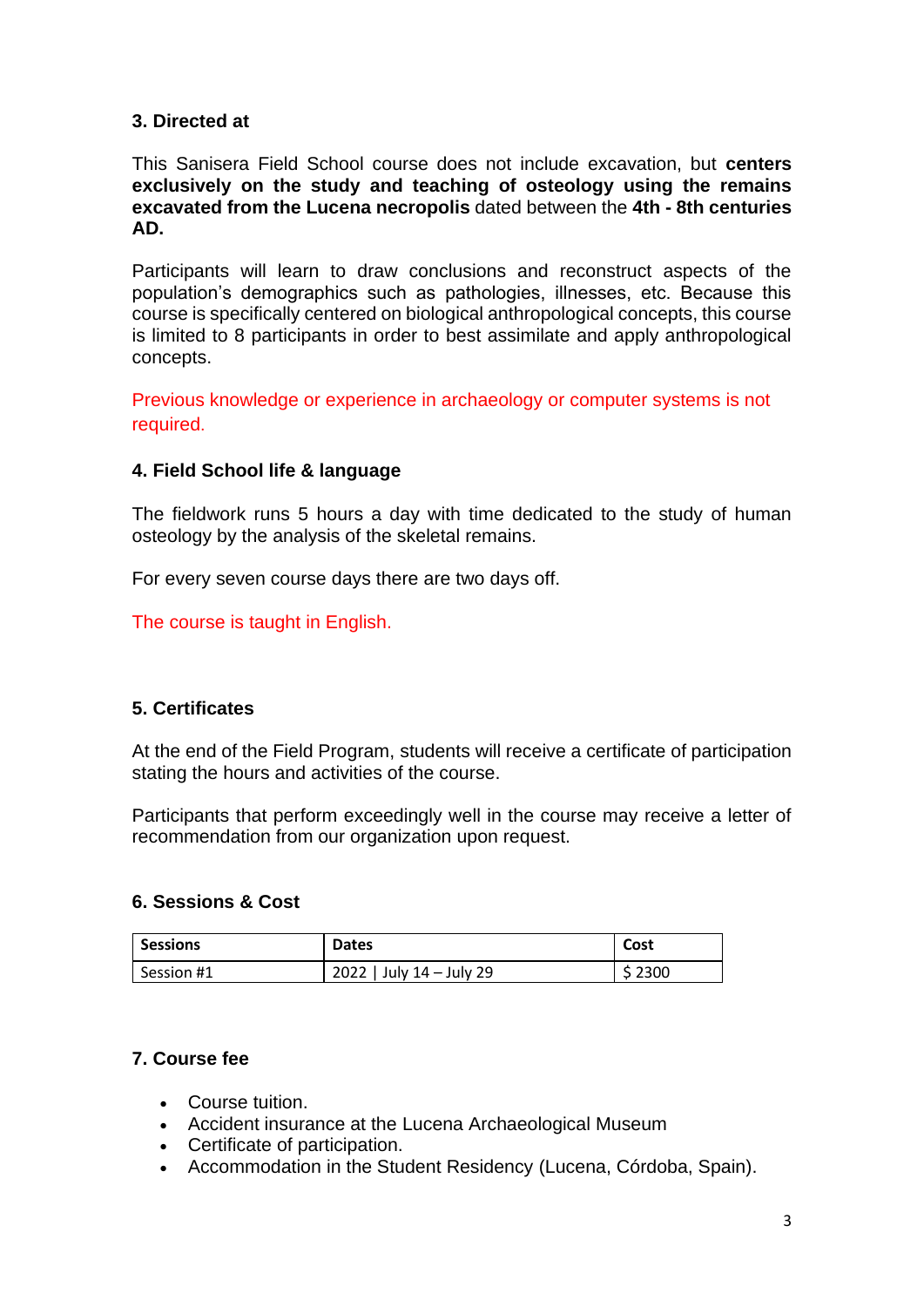### 3. Directed at

This Sanisera Field School course does not include excavation, but **centers exclusively on the study and teaching of osteology using the remains excavated from the Lucena necropolis** dated between the **4th - 8th centuries AD.**

Participants will learn to draw conclusions and reconstruct aspects of the population's demographics such as pathologies, illnesses, etc. Because this course is specifically centered on biological anthropological concepts, this course is limited to 8 participants in order to best assimilate and apply anthropological concepts.

Previous knowledge or experience in archaeology or computer systems is not required.

### 4. Field School life & language

The fieldwork runs 5 hours a day with time dedicated to the study of human osteology by the analysis of the skeletal remains.

For every seven course days there are two days off.

The course is taught in English.

### 5. Certificates

At the end of the Field Program, students will receive a certificate of participation stating the hours and activities of the course.

Participants that perform exceedingly well in the course may receive a letter of recommendation from our organization upon request.

### 6. Sessions & Cost

| Sessions | Dates | Cost |
|---|---|---|
| Session #1 | 2022 \| July 14 – July 29 | $ 2300 |

### 7. Course fee

- Course tuition.
- Accident insurance at the Lucena Archaeological Museum
- Certificate of participation.
- Accommodation in the Student Residency (Lucena, Córdoba, Spain).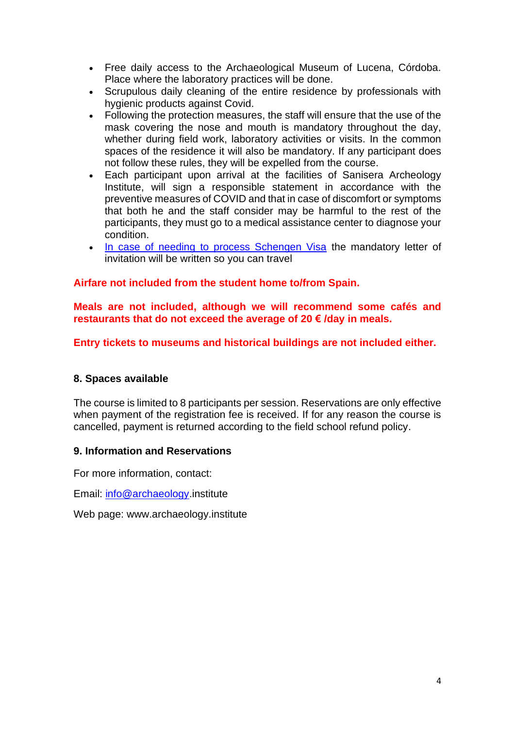- Free daily access to the Archaeological Museum of Lucena, Córdoba. Place where the laboratory practices will be done.
- Scrupulous daily cleaning of the entire residence by professionals with hygienic products against Covid.
- Following the protection measures, the staff will ensure that the use of the mask covering the nose and mouth is mandatory throughout the day, whether during field work, laboratory activities or visits. In the common spaces of the residence it will also be mandatory. If any participant does not follow these rules, they will be expelled from the course.
- Each participant upon arrival at the facilities of Sanisera Archeology Institute, will sign a responsible statement in accordance with the preventive measures of COVID and that in case of discomfort or symptoms that both he and the staff consider may be harmful to the rest of the participants, they must go to a medical assistance center to diagnose your condition.
- In case of needing to process Schengen Visa the mandatory letter of invitation will be written so you can travel

**Airfare not included from the student home to/from Spain.**

**Meals are not included, although we will recommend some cafés and restaurants that do not exceed the average of 20 € /day in meals.**

**Entry tickets to museums and historical buildings are not included either.**

## 8. Spaces available

The course is limited to 8 participants per session. Reservations are only effective when payment of the registration fee is received. If for any reason the course is cancelled, payment is returned according to the field school refund policy.

## 9. Information and Reservations

For more information, contact:

Email: info@archaeology.institute

Web page: www.archaeology.institute